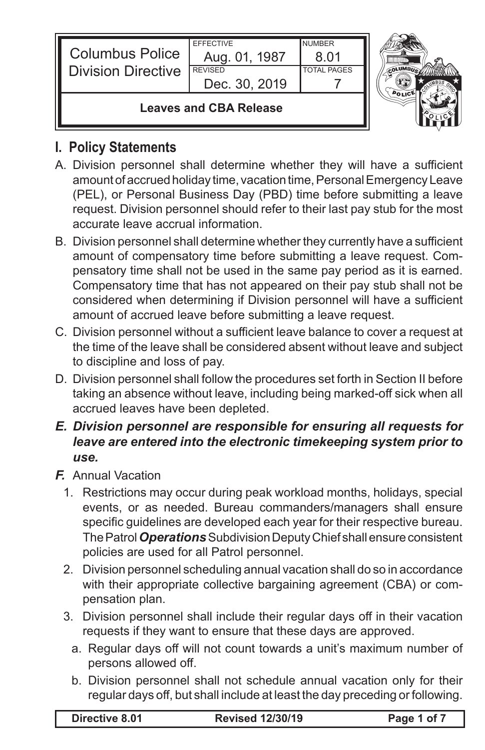| Columbus Police Division Directive | EFFECTIVE Aug. 01, 1987 | NUMBER 8.01 |
| --- | --- | --- |
| | REVISED Dec. 30, 2019 | TOTAL PAGES 7 |

**Leaves and CBA Release**

## I. Policy Statements

A. Division personnel shall determine whether they will have a sufficient amount of accrued holiday time, vacation time, Personal Emergency Leave (PEL), or Personal Business Day (PBD) time before submitting a leave request. Division personnel should refer to their last pay stub for the most accurate leave accrual information.

B. Division personnel shall determine whether they currently have a sufficient amount of compensatory time before submitting a leave request. Compensatory time shall not be used in the same pay period as it is earned. Compensatory time that has not appeared on their pay stub shall not be considered when determining if Division personnel will have a sufficient amount of accrued leave before submitting a leave request.

C. Division personnel without a sufficient leave balance to cover a request at the time of the leave shall be considered absent without leave and subject to discipline and loss of pay.

D. Division personnel shall follow the procedures set forth in Section II before taking an absence without leave, including being marked-off sick when all accrued leaves have been depleted.

***E. Division personnel are responsible for ensuring all requests for leave are entered into the electronic timekeeping system prior to use.***

***F.*** Annual Vacation

1. Restrictions may occur during peak workload months, holidays, special events, or as needed. Bureau commanders/managers shall ensure specific guidelines are developed each year for their respective bureau. The Patrol ***Operations*** Subdivision Deputy Chief shall ensure consistent policies are used for all Patrol personnel.
2. Division personnel scheduling annual vacation shall do so in accordance with their appropriate collective bargaining agreement (CBA) or compensation plan.
3. Division personnel shall include their regular days off in their vacation requests if they want to ensure that these days are approved.
   a. Regular days off will not count towards a unit's maximum number of persons allowed off.
   b. Division personnel shall not schedule annual vacation only for their regular days off, but shall include at least the day preceding or following.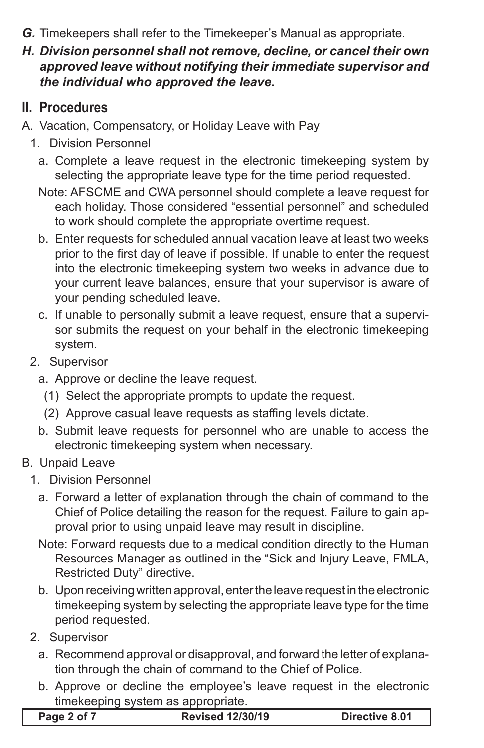***G.*** Timekeepers shall refer to the Timekeeper's Manual as appropriate.

***H. Division personnel shall not remove, decline, or cancel their own approved leave without notifying their immediate supervisor and the individual who approved the leave.***

## II. Procedures

A. Vacation, Compensatory, or Holiday Leave with Pay

1. Division Personnel

   a. Complete a leave request in the electronic timekeeping system by selecting the appropriate leave type for the time period requested.

   Note: AFSCME and CWA personnel should complete a leave request for each holiday. Those considered "essential personnel" and scheduled to work should complete the appropriate overtime request.

   b. Enter requests for scheduled annual vacation leave at least two weeks prior to the first day of leave if possible. If unable to enter the request into the electronic timekeeping system two weeks in advance due to your current leave balances, ensure that your supervisor is aware of your pending scheduled leave.

   c. If unable to personally submit a leave request, ensure that a supervisor submits the request on your behalf in the electronic timekeeping system.

2. Supervisor

   a. Approve or decline the leave request.

      (1) Select the appropriate prompts to update the request.

      (2) Approve casual leave requests as staffing levels dictate.

   b. Submit leave requests for personnel who are unable to access the electronic timekeeping system when necessary.

B. Unpaid Leave

1. Division Personnel

   a. Forward a letter of explanation through the chain of command to the Chief of Police detailing the reason for the request. Failure to gain approval prior to using unpaid leave may result in discipline.

   Note: Forward requests due to a medical condition directly to the Human Resources Manager as outlined in the "Sick and Injury Leave, FMLA, Restricted Duty" directive.

   b. Upon receiving written approval, enter the leave request in the electronic timekeeping system by selecting the appropriate leave type for the time period requested.

2. Supervisor

   a. Recommend approval or disapproval, and forward the letter of explanation through the chain of command to the Chief of Police.

   b. Approve or decline the employee's leave request in the electronic timekeeping system as appropriate.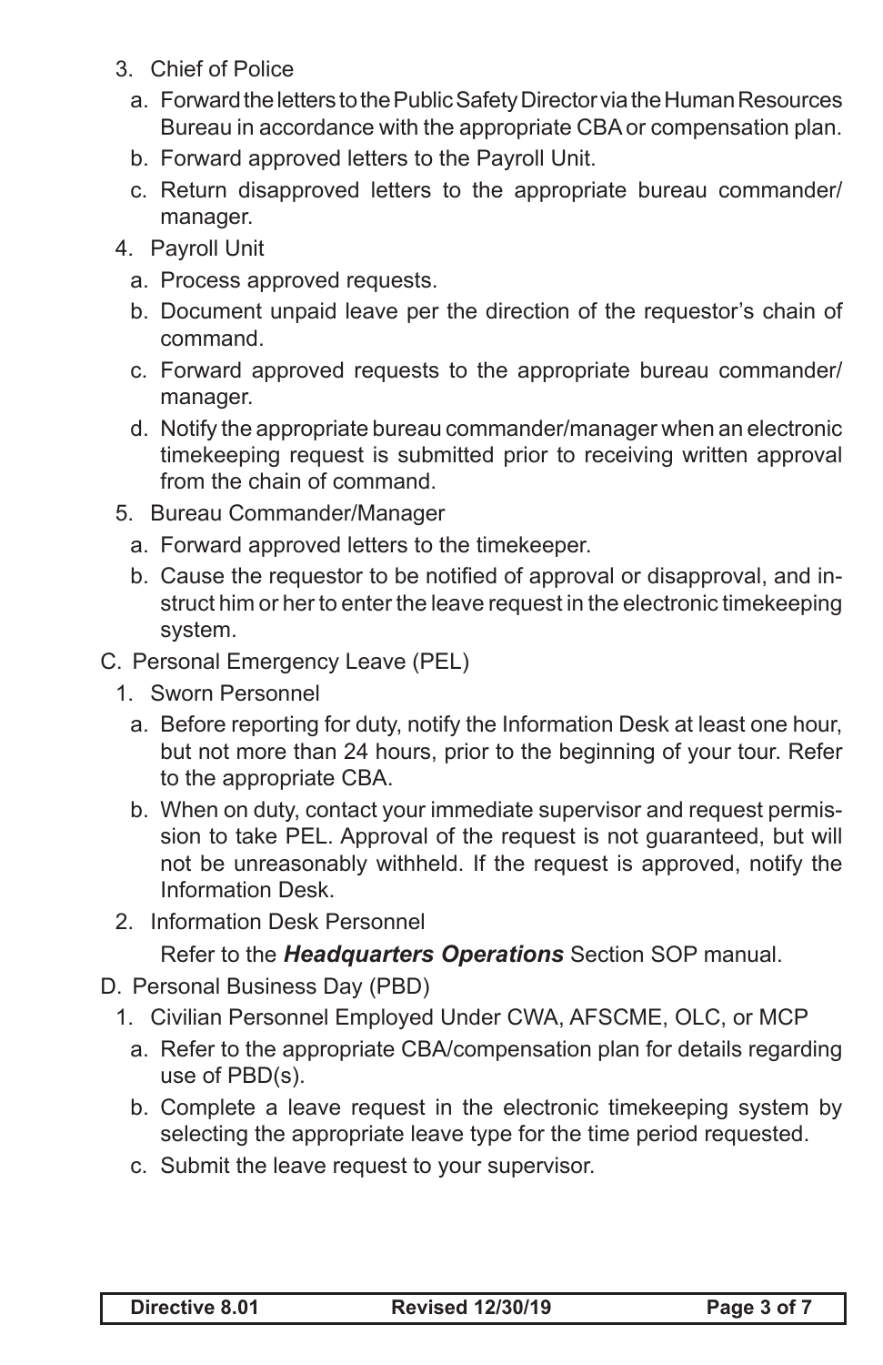3. Chief of Police
   a. Forward the letters to the Public Safety Director via the Human Resources Bureau in accordance with the appropriate CBA or compensation plan.
   b. Forward approved letters to the Payroll Unit.
   c. Return disapproved letters to the appropriate bureau commander/manager.
4. Payroll Unit
   a. Process approved requests.
   b. Document unpaid leave per the direction of the requestor's chain of command.
   c. Forward approved requests to the appropriate bureau commander/manager.
   d. Notify the appropriate bureau commander/manager when an electronic timekeeping request is submitted prior to receiving written approval from the chain of command.
5. Bureau Commander/Manager
   a. Forward approved letters to the timekeeper.
   b. Cause the requestor to be notified of approval or disapproval, and instruct him or her to enter the leave request in the electronic timekeeping system.

C. Personal Emergency Leave (PEL)
   1. Sworn Personnel
      a. Before reporting for duty, notify the Information Desk at least one hour, but not more than 24 hours, prior to the beginning of your tour. Refer to the appropriate CBA.
      b. When on duty, contact your immediate supervisor and request permission to take PEL. Approval of the request is not guaranteed, but will not be unreasonably withheld. If the request is approved, notify the Information Desk.
   2. Information Desk Personnel

      Refer to the ***Headquarters Operations*** Section SOP manual.

D. Personal Business Day (PBD)
   1. Civilian Personnel Employed Under CWA, AFSCME, OLC, or MCP
      a. Refer to the appropriate CBA/compensation plan for details regarding use of PBD(s).
      b. Complete a leave request in the electronic timekeeping system by selecting the appropriate leave type for the time period requested.
      c. Submit the leave request to your supervisor.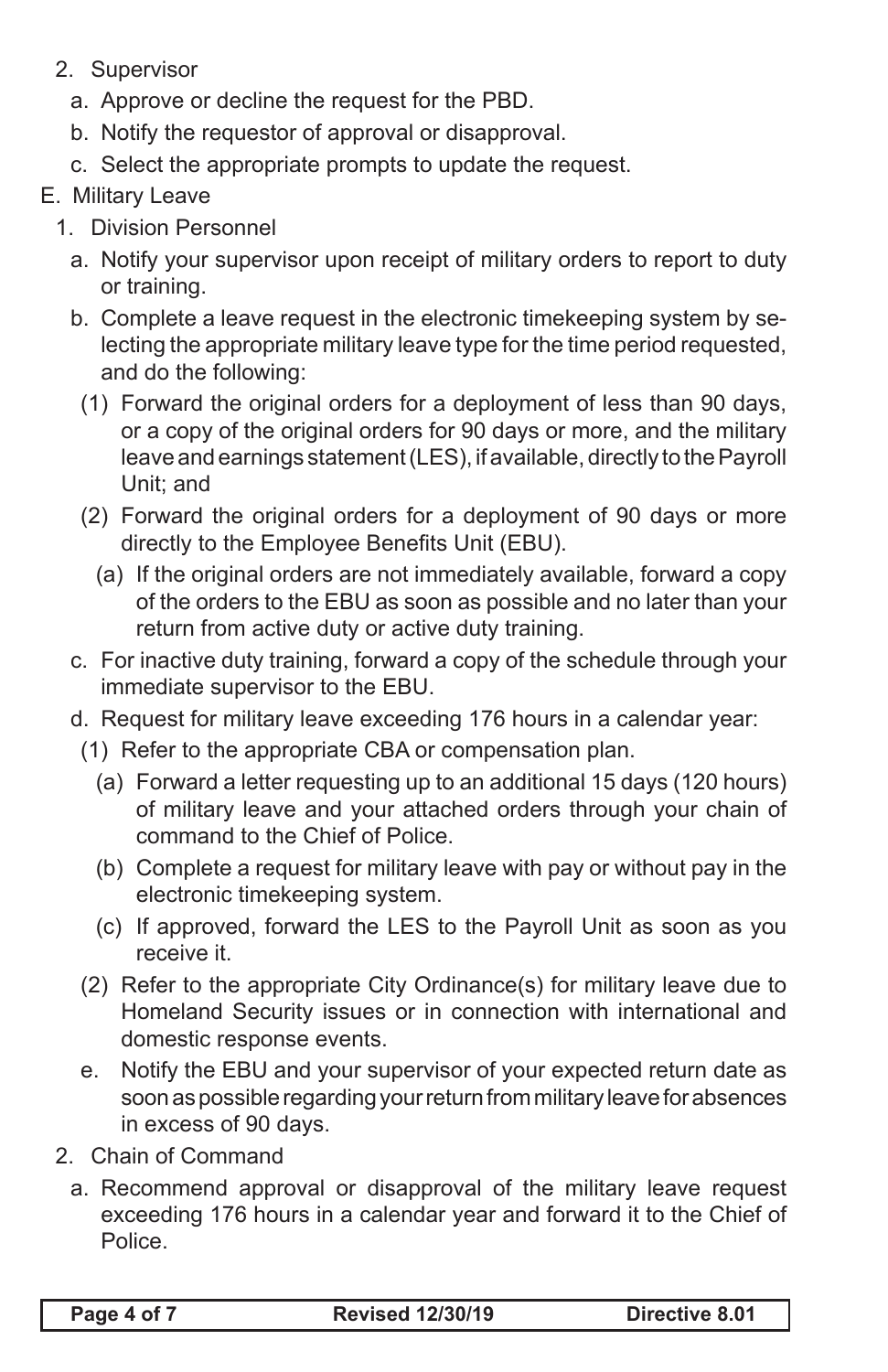2. Supervisor
   a. Approve or decline the request for the PBD.
   b. Notify the requestor of approval or disapproval.
   c. Select the appropriate prompts to update the request.

E. Military Leave

1. Division Personnel
   a. Notify your supervisor upon receipt of military orders to report to duty or training.
   b. Complete a leave request in the electronic timekeeping system by selecting the appropriate military leave type for the time period requested, and do the following:
      (1) Forward the original orders for a deployment of less than 90 days, or a copy of the original orders for 90 days or more, and the military leave and earnings statement (LES), if available, directly to the Payroll Unit; and
      (2) Forward the original orders for a deployment of 90 days or more directly to the Employee Benefits Unit (EBU).
         (a) If the original orders are not immediately available, forward a copy of the orders to the EBU as soon as possible and no later than your return from active duty or active duty training.
   c. For inactive duty training, forward a copy of the schedule through your immediate supervisor to the EBU.
   d. Request for military leave exceeding 176 hours in a calendar year:
      (1) Refer to the appropriate CBA or compensation plan.
         (a) Forward a letter requesting up to an additional 15 days (120 hours) of military leave and your attached orders through your chain of command to the Chief of Police.
         (b) Complete a request for military leave with pay or without pay in the electronic timekeeping system.
         (c) If approved, forward the LES to the Payroll Unit as soon as you receive it.
      (2) Refer to the appropriate City Ordinance(s) for military leave due to Homeland Security issues or in connection with international and domestic response events.
   e. Notify the EBU and your supervisor of your expected return date as soon as possible regarding your return from military leave for absences in excess of 90 days.

2. Chain of Command
   a. Recommend approval or disapproval of the military leave request exceeding 176 hours in a calendar year and forward it to the Chief of Police.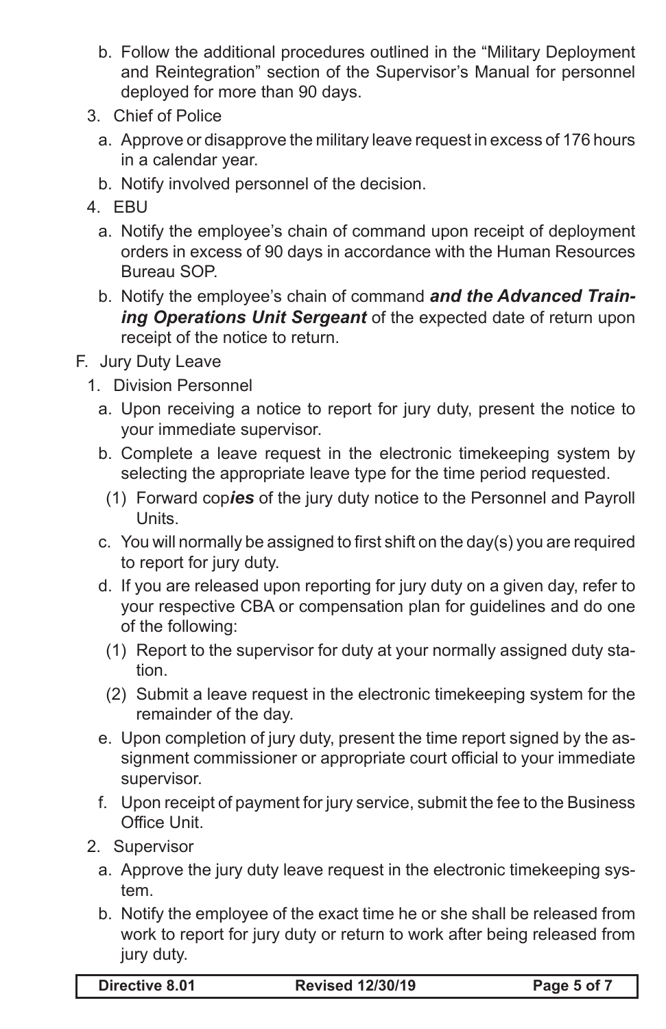b. Follow the additional procedures outlined in the "Military Deployment and Reintegration" section of the Supervisor's Manual for personnel deployed for more than 90 days.

3. Chief of Police
   a. Approve or disapprove the military leave request in excess of 176 hours in a calendar year.
   b. Notify involved personnel of the decision.

4. EBU
   a. Notify the employee's chain of command upon receipt of deployment orders in excess of 90 days in accordance with the Human Resources Bureau SOP.
   b. Notify the employee's chain of command ***and the Advanced Training Operations Unit Sergeant*** of the expected date of return upon receipt of the notice to return.

F. Jury Duty Leave

1. Division Personnel
   a. Upon receiving a notice to report for jury duty, present the notice to your immediate supervisor.
   b. Complete a leave request in the electronic timekeeping system by selecting the appropriate leave type for the time period requested.
      (1) Forward cop***ies*** of the jury duty notice to the Personnel and Payroll Units.
   c. You will normally be assigned to first shift on the day(s) you are required to report for jury duty.
   d. If you are released upon reporting for jury duty on a given day, refer to your respective CBA or compensation plan for guidelines and do one of the following:
      (1) Report to the supervisor for duty at your normally assigned duty station.
      (2) Submit a leave request in the electronic timekeeping system for the remainder of the day.
   e. Upon completion of jury duty, present the time report signed by the assignment commissioner or appropriate court official to your immediate supervisor.
   f. Upon receipt of payment for jury service, submit the fee to the Business Office Unit.

2. Supervisor
   a. Approve the jury duty leave request in the electronic timekeeping system.
   b. Notify the employee of the exact time he or she shall be released from work to report for jury duty or return to work after being released from jury duty.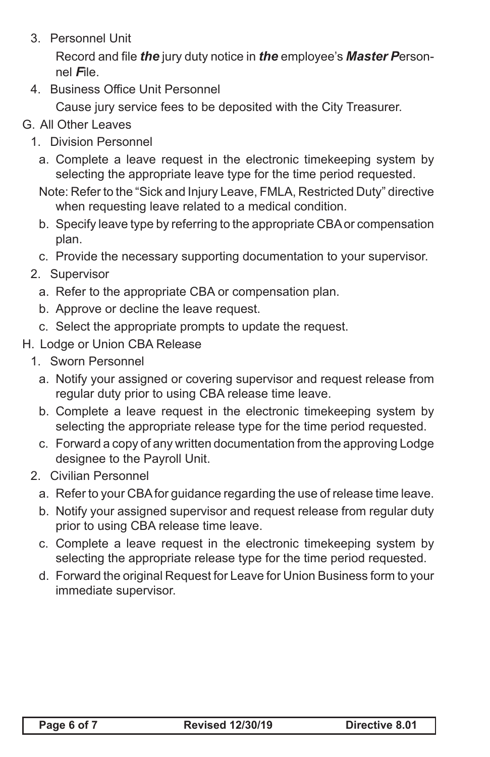3. Personnel Unit

   Record and file ***the*** jury duty notice in ***the*** employee's ***Master P***ersonnel ***F***ile.

4. Business Office Unit Personnel

   Cause jury service fees to be deposited with the City Treasurer.

G. All Other Leaves

1. Division Personnel

   a. Complete a leave request in the electronic timekeeping system by selecting the appropriate leave type for the time period requested.

   Note: Refer to the "Sick and Injury Leave, FMLA, Restricted Duty" directive when requesting leave related to a medical condition.

   b. Specify leave type by referring to the appropriate CBA or compensation plan.

   c. Provide the necessary supporting documentation to your supervisor.

2. Supervisor

   a. Refer to the appropriate CBA or compensation plan.

   b. Approve or decline the leave request.

   c. Select the appropriate prompts to update the request.

H. Lodge or Union CBA Release

1. Sworn Personnel

   a. Notify your assigned or covering supervisor and request release from regular duty prior to using CBA release time leave.

   b. Complete a leave request in the electronic timekeeping system by selecting the appropriate release type for the time period requested.

   c. Forward a copy of any written documentation from the approving Lodge designee to the Payroll Unit.

2. Civilian Personnel

   a. Refer to your CBA for guidance regarding the use of release time leave.

   b. Notify your assigned supervisor and request release from regular duty prior to using CBA release time leave.

   c. Complete a leave request in the electronic timekeeping system by selecting the appropriate release type for the time period requested.

   d. Forward the original Request for Leave for Union Business form to your immediate supervisor.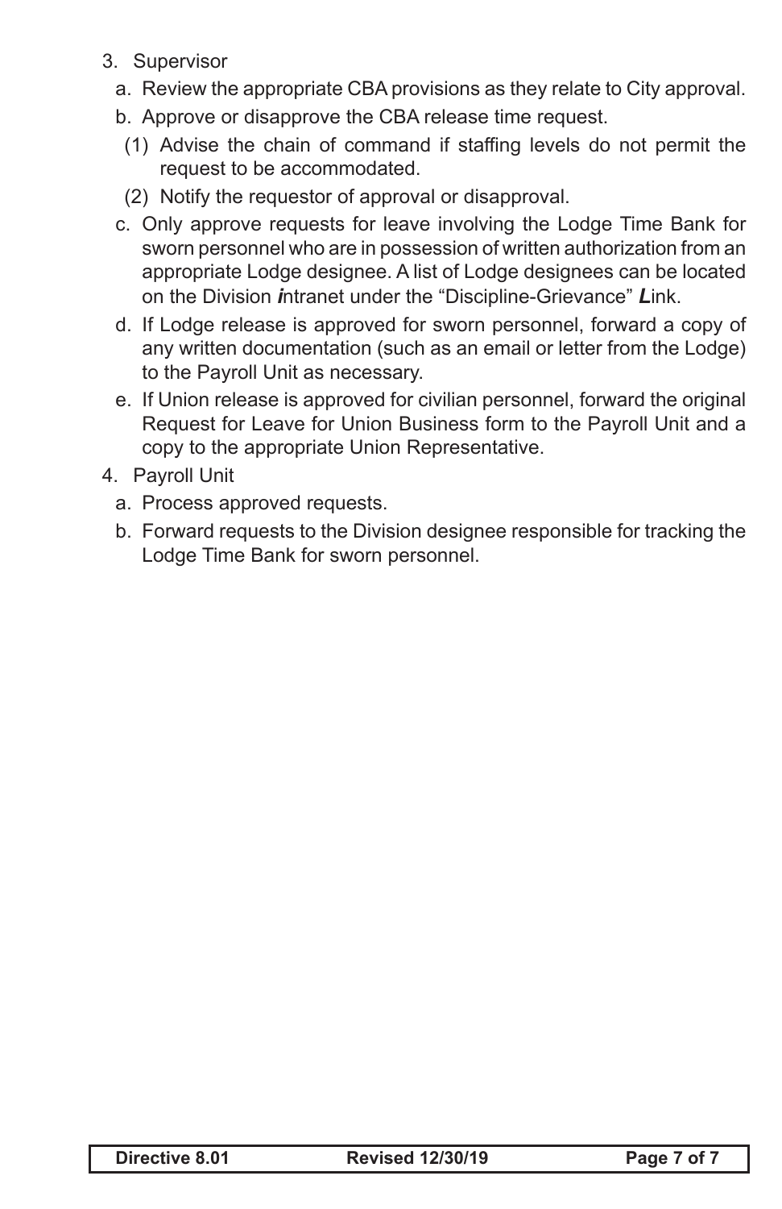3. Supervisor
   a. Review the appropriate CBA provisions as they relate to City approval.
   b. Approve or disapprove the CBA release time request.
      (1) Advise the chain of command if staffing levels do not permit the request to be accommodated.
      (2) Notify the requestor of approval or disapproval.
   c. Only approve requests for leave involving the Lodge Time Bank for sworn personnel who are in possession of written authorization from an appropriate Lodge designee. A list of Lodge designees can be located on the Division ***i***ntranet under the "Discipline-Grievance" ***L***ink.
   d. If Lodge release is approved for sworn personnel, forward a copy of any written documentation (such as an email or letter from the Lodge) to the Payroll Unit as necessary.
   e. If Union release is approved for civilian personnel, forward the original Request for Leave for Union Business form to the Payroll Unit and a copy to the appropriate Union Representative.
4. Payroll Unit
   a. Process approved requests.
   b. Forward requests to the Division designee responsible for tracking the Lodge Time Bank for sworn personnel.